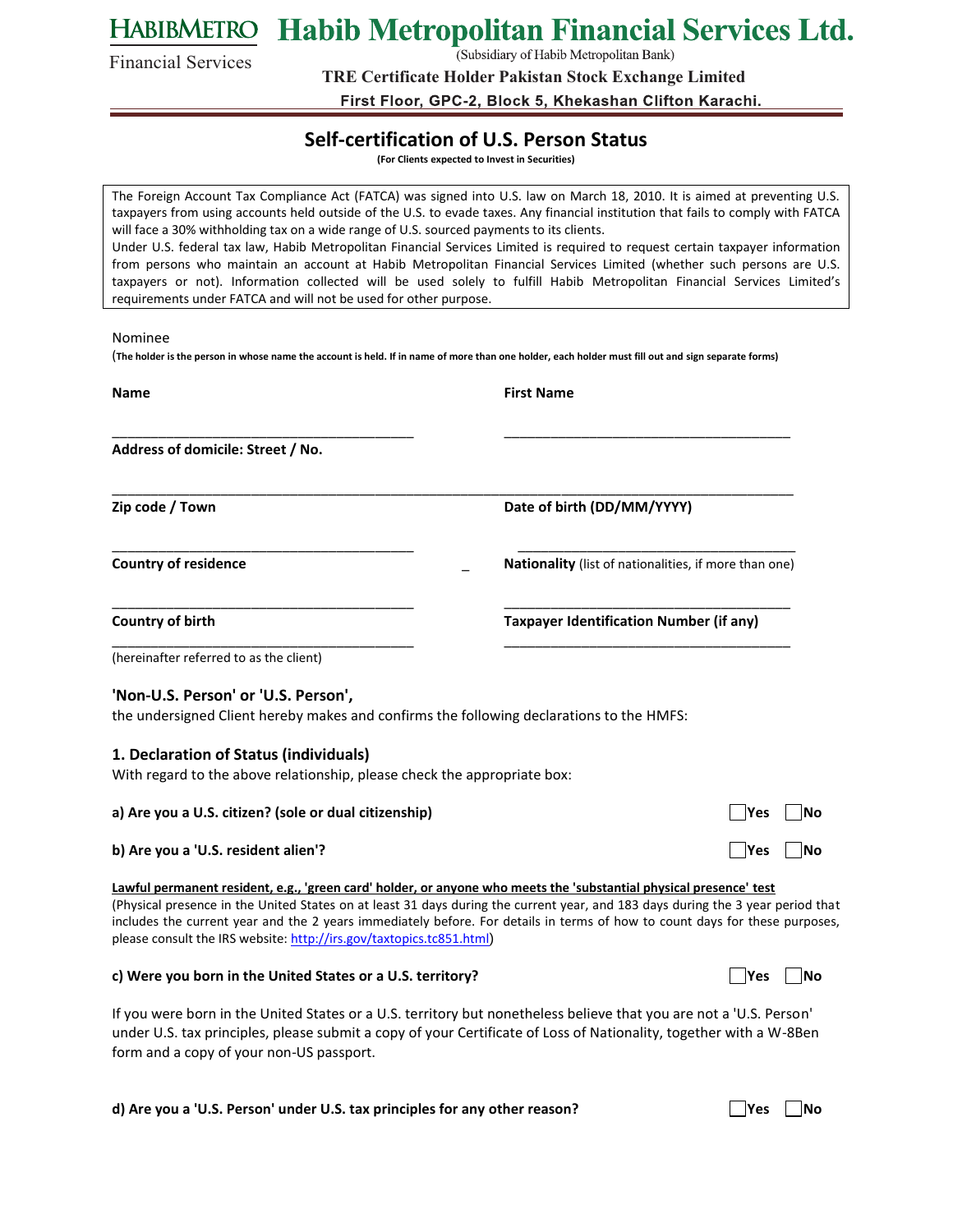# Habib Metropolitan Financial Services Ltd.

(Subsidiary of Habib Metropolitan Bank)

**TRE Certificate Holder Pakistan Stock Exchange Limited**

**First Floor, GPC-2, Block 5, Khekashan Clifton Karachi.**

## Self-certification of U.S. Person Status

**(For Clients expected to Invest in Securities)**

The Foreign Account Tax Compliance Act (FATCA) was signed into U.S. law on March 18, 2010. It is aimed at preventing U.S. taxpayers from using accounts held outside of the U.S. to evade taxes. Any financial institution that fails to comply with FATCA will face a 30% withholding tax on a wide range of U.S. sourced payments to its clients.
Under U.S. federal tax law, Habib Metropolitan Financial Services Limited is required to request certain taxpayer information from persons who maintain an account at Habib Metropolitan Financial Services Limited (whether such persons are U.S. taxpayers or not). Information collected will be used solely to fulfill Habib Metropolitan Financial Services Limited's requirements under FATCA and will not be used for other purpose.

Nominee

(**The holder is the person in whose name the account is held. If in name of more than one holder, each holder must fill out and sign separate forms**)

**Name** ________________________________________

**First Name** ________________________________________

**Address of domicile: Street / No.** ______________________________________________________________________________

**Zip code / Town** ________________________________________

**Date of birth (DD/MM/YYYY)** ________________________________________

**Country of residence** ________________________________________

**Nationality** (list of nationalities, if more than one) ________________________________________

**Country of birth** ________________________________________

**Taxpayer Identification Number (if any)** ________________________________________

(hereinafter referred to as the client)

### 'Non-U.S. Person' or 'U.S. Person',

the undersigned Client hereby makes and confirms the following declarations to the HMFS:

### 1. Declaration of Status (individuals)

With regard to the above relationship, please check the appropriate box:

**a) Are you a U.S. citizen? (sole or dual citizenship)** ☐ Yes ☐ No

**b) Are you a 'U.S. resident alien'?** ☐ Yes ☐ No

**Lawful permanent resident, e.g., 'green card' holder, or anyone who meets the 'substantial physical presence' test**
(Physical presence in the United States on at least 31 days during the current year, and 183 days during the 3 year period that includes the current year and the 2 years immediately before. For details in terms of how to count days for these purposes, please consult the IRS website: http://irs.gov/taxtopics.tc851.html)

**c) Were you born in the United States or a U.S. territory?** ☐ Yes ☐ No

If you were born in the United States or a U.S. territory but nonetheless believe that you are not a 'U.S. Person' under U.S. tax principles, please submit a copy of your Certificate of Loss of Nationality, together with a W-8Ben form and a copy of your non-US passport.

**d) Are you a 'U.S. Person' under U.S. tax principles for any other reason?** ☐ Yes ☐ No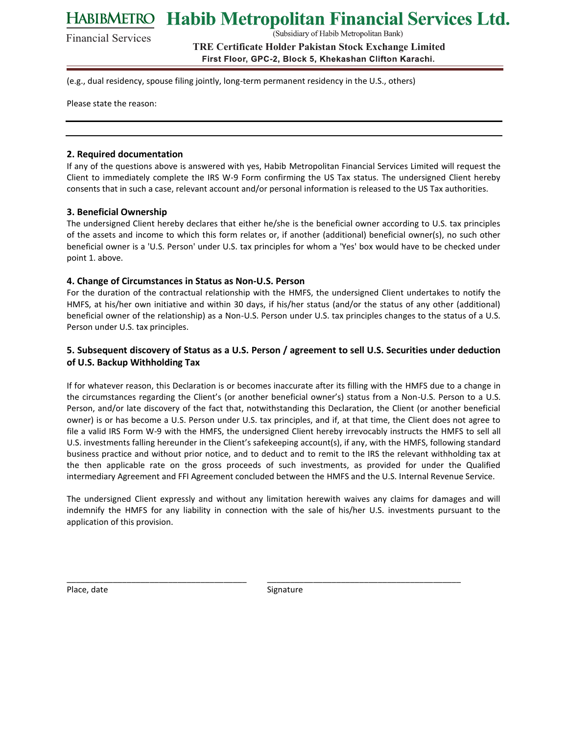(e.g., dual residency, spouse filing jointly, long-term permanent residency in the U.S., others)

Please state the reason:

---

---

### 2. Required documentation

If any of the questions above is answered with yes, Habib Metropolitan Financial Services Limited will request the Client to immediately complete the IRS W-9 Form confirming the US Tax status. The undersigned Client hereby consents that in such a case, relevant account and/or personal information is released to the US Tax authorities.

### 3. Beneficial Ownership

The undersigned Client hereby declares that either he/she is the beneficial owner according to U.S. tax principles of the assets and income to which this form relates or, if another (additional) beneficial owner(s), no such other beneficial owner is a 'U.S. Person' under U.S. tax principles for whom a 'Yes' box would have to be checked under point 1. above.

### 4. Change of Circumstances in Status as Non-U.S. Person

For the duration of the contractual relationship with the HMFS, the undersigned Client undertakes to notify the HMFS, at his/her own initiative and within 30 days, if his/her status (and/or the status of any other (additional) beneficial owner of the relationship) as a Non-U.S. Person under U.S. tax principles changes to the status of a U.S. Person under U.S. tax principles.

### 5. Subsequent discovery of Status as a U.S. Person / agreement to sell U.S. Securities under deduction of U.S. Backup Withholding Tax

If for whatever reason, this Declaration is or becomes inaccurate after its filling with the HMFS due to a change in the circumstances regarding the Client's (or another beneficial owner's) status from a Non-U.S. Person to a U.S. Person, and/or late discovery of the fact that, notwithstanding this Declaration, the Client (or another beneficial owner) is or has become a U.S. Person under U.S. tax principles, and if, at that time, the Client does not agree to file a valid IRS Form W-9 with the HMFS, the undersigned Client hereby irrevocably instructs the HMFS to sell all U.S. investments falling hereunder in the Client's safekeeping account(s), if any, with the HMFS, following standard business practice and without prior notice, and to deduct and to remit to the IRS the relevant withholding tax at the then applicable rate on the gross proceeds of such investments, as provided for under the Qualified intermediary Agreement and FFI Agreement concluded between the HMFS and the U.S. Internal Revenue Service.

The undersigned Client expressly and without any limitation herewith waives any claims for damages and will indemnify the HMFS for any liability in connection with the sale of his/her U.S. investments pursuant to the application of this provision.

_______________________________________ _____________________________________________

Place, date Signature